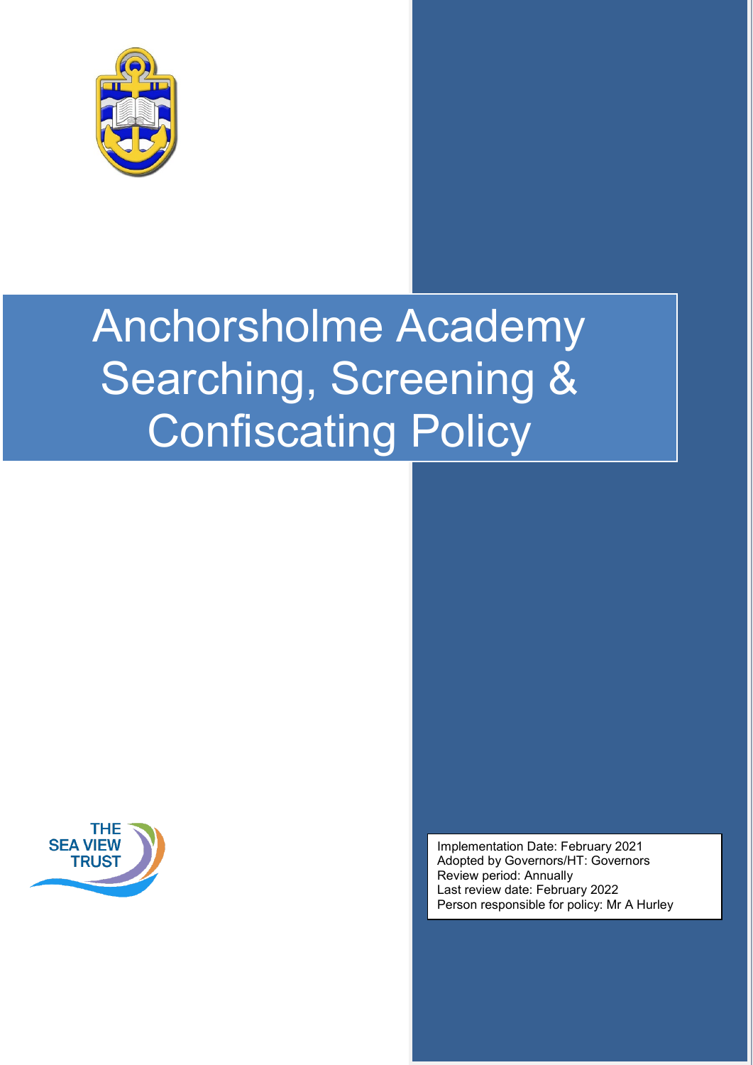# Anchorsholme Academy Searching, Screening & Confiscating Policy

THE SEA VIEW TRUST

Implementation Date: February 2021
Adopted by Governors/HT: Governors
Review period: Annually
Last review date: February 2022
Person responsible for policy: Mr A Hurley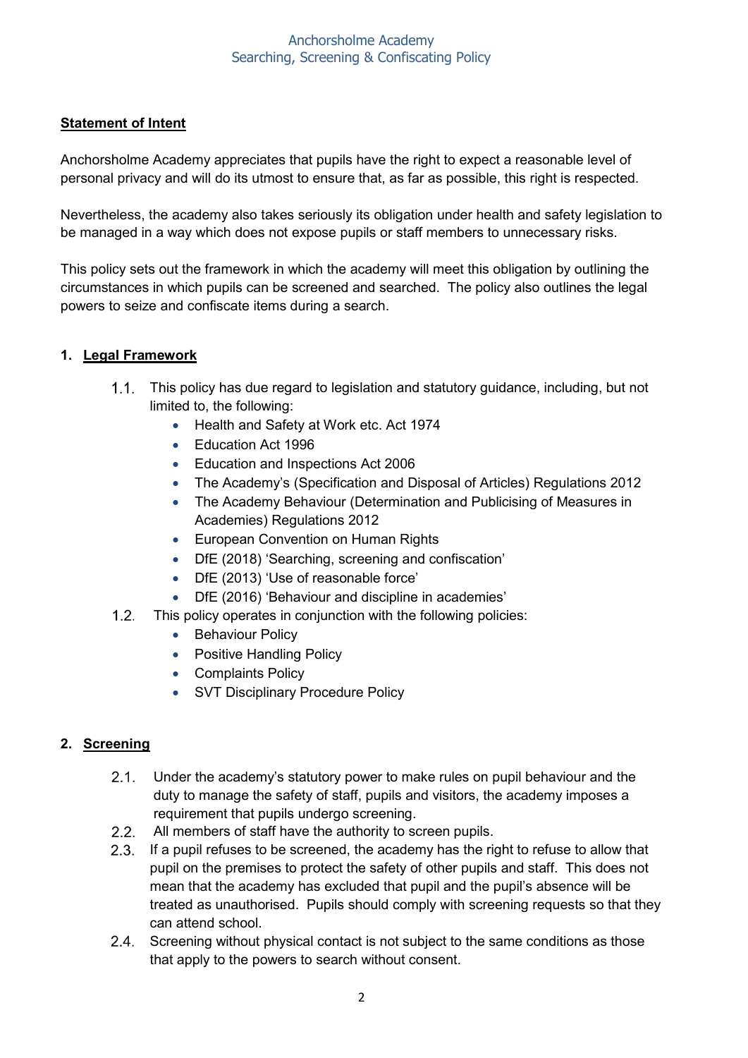## Statement of Intent

Anchorsholme Academy appreciates that pupils have the right to expect a reasonable level of personal privacy and will do its utmost to ensure that, as far as possible, this right is respected.

Nevertheless, the academy also takes seriously its obligation under health and safety legislation to be managed in a way which does not expose pupils or staff members to unnecessary risks.

This policy sets out the framework in which the academy will meet this obligation by outlining the circumstances in which pupils can be screened and searched. The policy also outlines the legal powers to seize and confiscate items during a search.

## 1. Legal Framework

1.1. This policy has due regard to legislation and statutory guidance, including, but not limited to, the following:

- Health and Safety at Work etc. Act 1974
- Education Act 1996
- Education and Inspections Act 2006
- The Academy's (Specification and Disposal of Articles) Regulations 2012
- The Academy Behaviour (Determination and Publicising of Measures in Academies) Regulations 2012
- European Convention on Human Rights
- DfE (2018) 'Searching, screening and confiscation'
- DfE (2013) 'Use of reasonable force'
- DfE (2016) 'Behaviour and discipline in academies'

1.2. This policy operates in conjunction with the following policies:

- Behaviour Policy
- Positive Handling Policy
- Complaints Policy
- SVT Disciplinary Procedure Policy

## 2. Screening

2.1. Under the academy's statutory power to make rules on pupil behaviour and the duty to manage the safety of staff, pupils and visitors, the academy imposes a requirement that pupils undergo screening.

2.2. All members of staff have the authority to screen pupils.

2.3. If a pupil refuses to be screened, the academy has the right to refuse to allow that pupil on the premises to protect the safety of other pupils and staff. This does not mean that the academy has excluded that pupil and the pupil's absence will be treated as unauthorised. Pupils should comply with screening requests so that they can attend school.

2.4. Screening without physical contact is not subject to the same conditions as those that apply to the powers to search without consent.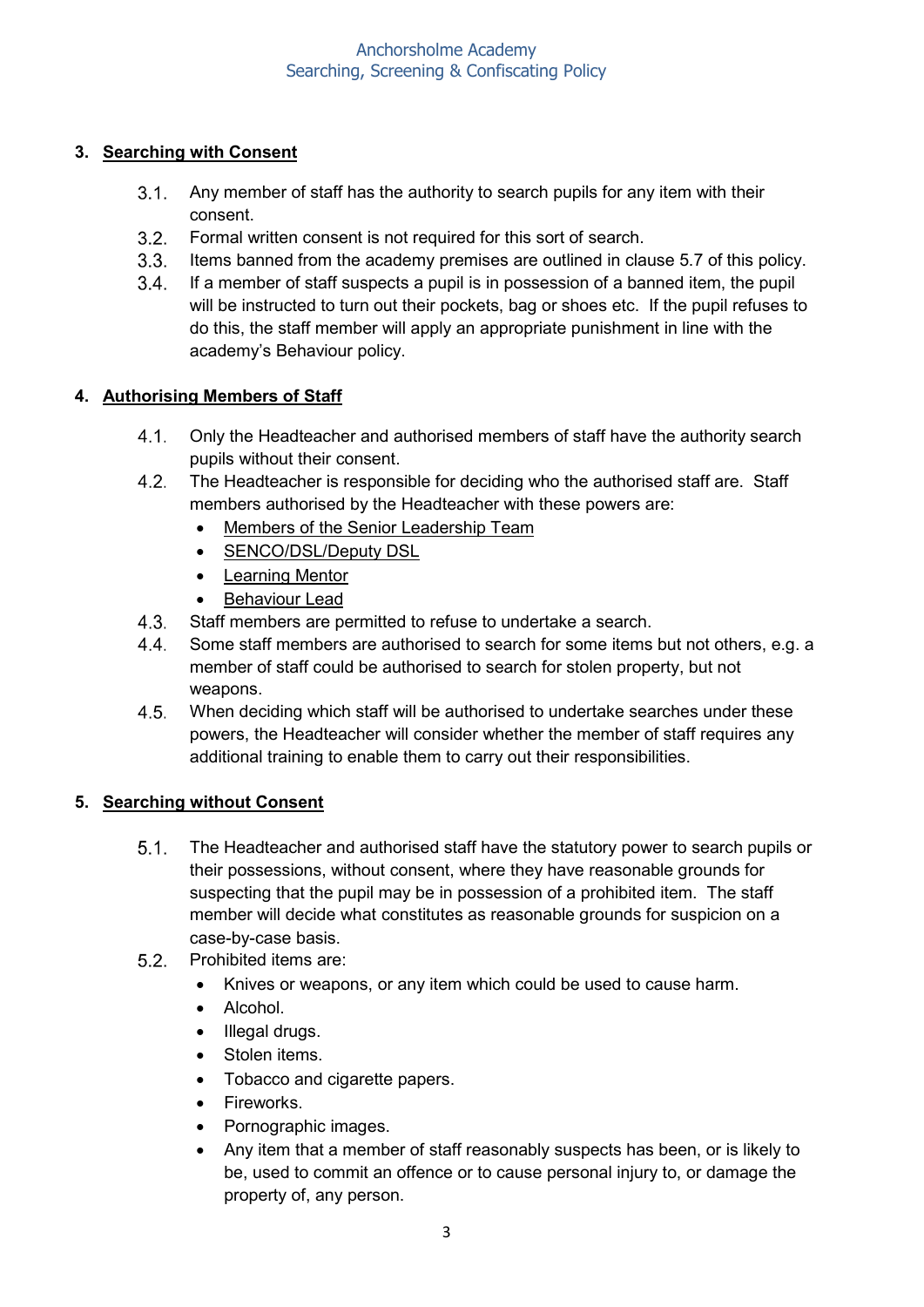## 3. Searching with Consent

3.1. Any member of staff has the authority to search pupils for any item with their consent.

3.2. Formal written consent is not required for this sort of search.

3.3. Items banned from the academy premises are outlined in clause 5.7 of this policy.

3.4. If a member of staff suspects a pupil is in possession of a banned item, the pupil will be instructed to turn out their pockets, bag or shoes etc. If the pupil refuses to do this, the staff member will apply an appropriate punishment in line with the academy's Behaviour policy.

## 4. Authorising Members of Staff

4.1. Only the Headteacher and authorised members of staff have the authority search pupils without their consent.

4.2. The Headteacher is responsible for deciding who the authorised staff are. Staff members authorised by the Headteacher with these powers are:

- Members of the Senior Leadership Team
- SENCO/DSL/Deputy DSL
- Learning Mentor
- Behaviour Lead

4.3. Staff members are permitted to refuse to undertake a search.

4.4. Some staff members are authorised to search for some items but not others, e.g. a member of staff could be authorised to search for stolen property, but not weapons.

4.5. When deciding which staff will be authorised to undertake searches under these powers, the Headteacher will consider whether the member of staff requires any additional training to enable them to carry out their responsibilities.

## 5. Searching without Consent

5.1. The Headteacher and authorised staff have the statutory power to search pupils or their possessions, without consent, where they have reasonable grounds for suspecting that the pupil may be in possession of a prohibited item. The staff member will decide what constitutes as reasonable grounds for suspicion on a case-by-case basis.

5.2. Prohibited items are:

- Knives or weapons, or any item which could be used to cause harm.
- Alcohol.
- Illegal drugs.
- Stolen items.
- Tobacco and cigarette papers.
- Fireworks.
- Pornographic images.
- Any item that a member of staff reasonably suspects has been, or is likely to be, used to commit an offence or to cause personal injury to, or damage the property of, any person.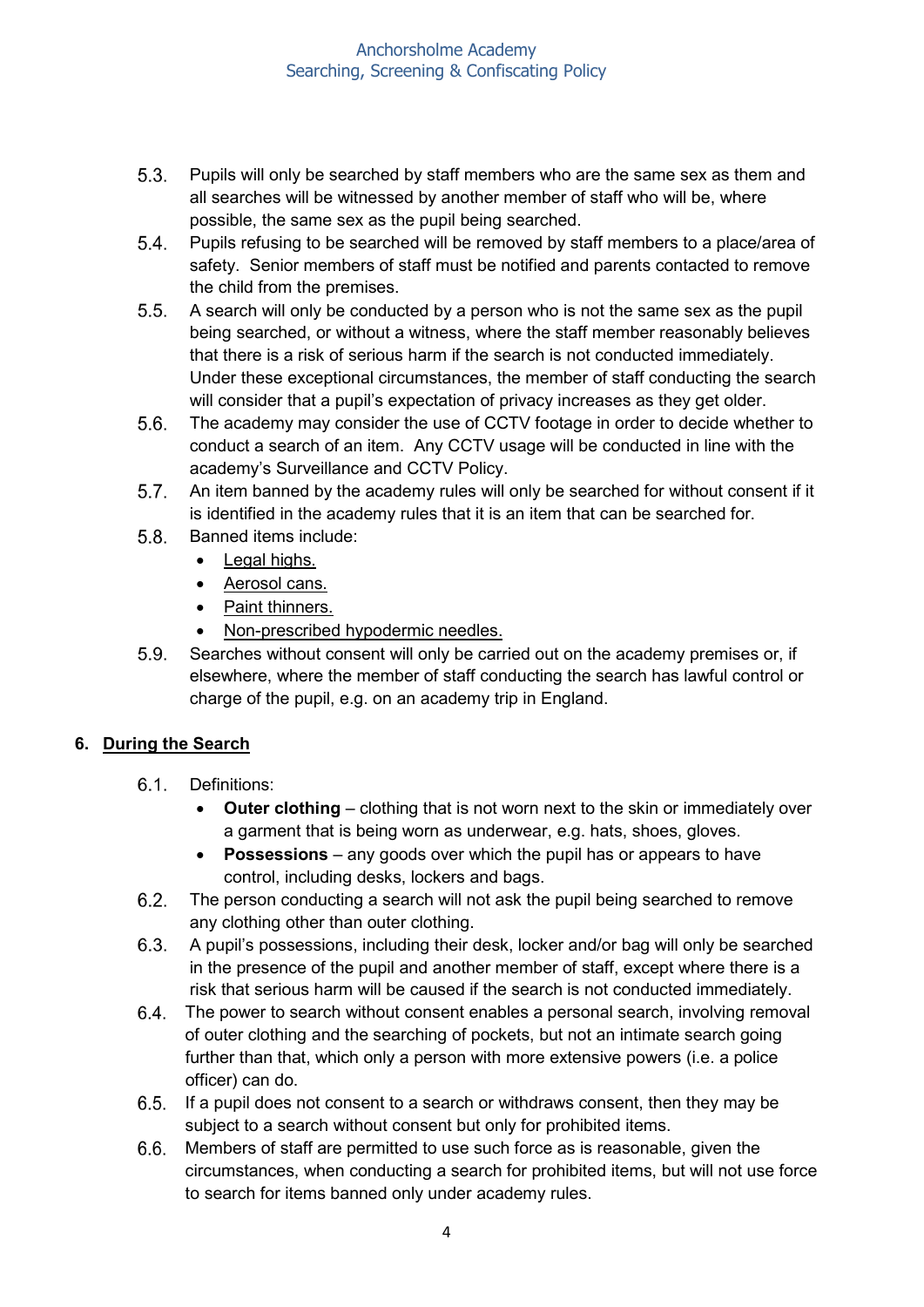5.3. Pupils will only be searched by staff members who are the same sex as them and all searches will be witnessed by another member of staff who will be, where possible, the same sex as the pupil being searched.

5.4. Pupils refusing to be searched will be removed by staff members to a place/area of safety. Senior members of staff must be notified and parents contacted to remove the child from the premises.

5.5. A search will only be conducted by a person who is not the same sex as the pupil being searched, or without a witness, where the staff member reasonably believes that there is a risk of serious harm if the search is not conducted immediately. Under these exceptional circumstances, the member of staff conducting the search will consider that a pupil's expectation of privacy increases as they get older.

5.6. The academy may consider the use of CCTV footage in order to decide whether to conduct a search of an item. Any CCTV usage will be conducted in line with the academy's Surveillance and CCTV Policy.

5.7. An item banned by the academy rules will only be searched for without consent if it is identified in the academy rules that it is an item that can be searched for.

5.8. Banned items include:
   - Legal highs.
   - Aerosol cans.
   - Paint thinners.
   - Non-prescribed hypodermic needles.

5.9. Searches without consent will only be carried out on the academy premises or, if elsewhere, where the member of staff conducting the search has lawful control or charge of the pupil, e.g. on an academy trip in England.

## 6. During the Search

6.1. Definitions:
   - **Outer clothing** – clothing that is not worn next to the skin or immediately over a garment that is being worn as underwear, e.g. hats, shoes, gloves.
   - **Possessions** – any goods over which the pupil has or appears to have control, including desks, lockers and bags.

6.2. The person conducting a search will not ask the pupil being searched to remove any clothing other than outer clothing.

6.3. A pupil's possessions, including their desk, locker and/or bag will only be searched in the presence of the pupil and another member of staff, except where there is a risk that serious harm will be caused if the search is not conducted immediately.

6.4. The power to search without consent enables a personal search, involving removal of outer clothing and the searching of pockets, but not an intimate search going further than that, which only a person with more extensive powers (i.e. a police officer) can do.

6.5. If a pupil does not consent to a search or withdraws consent, then they may be subject to a search without consent but only for prohibited items.

6.6. Members of staff are permitted to use such force as is reasonable, given the circumstances, when conducting a search for prohibited items, but will not use force to search for items banned only under academy rules.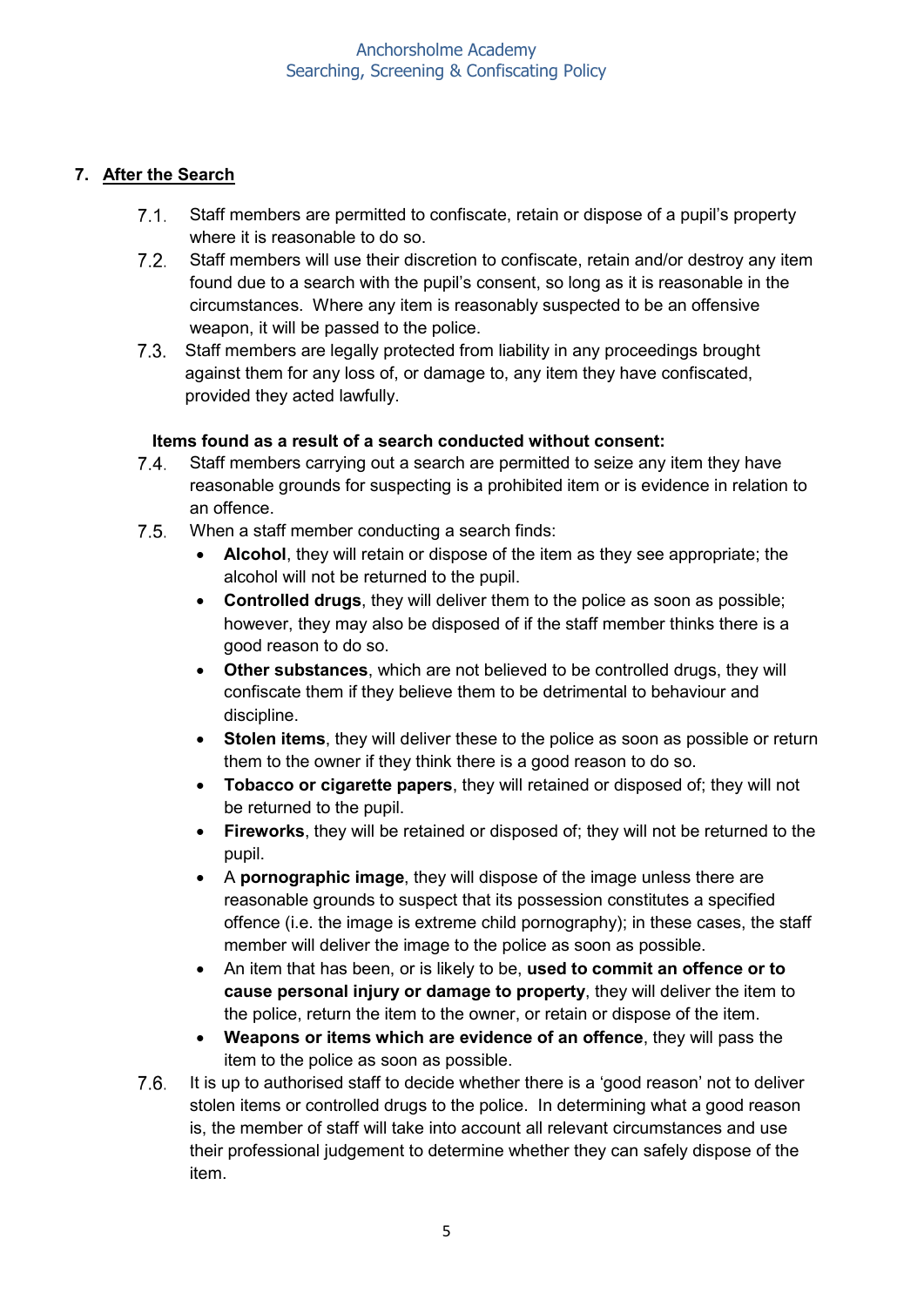## 7. After the Search

7.1. Staff members are permitted to confiscate, retain or dispose of a pupil's property where it is reasonable to do so.

7.2. Staff members will use their discretion to confiscate, retain and/or destroy any item found due to a search with the pupil's consent, so long as it is reasonable in the circumstances. Where any item is reasonably suspected to be an offensive weapon, it will be passed to the police.

7.3. Staff members are legally protected from liability in any proceedings brought against them for any loss of, or damage to, any item they have confiscated, provided they acted lawfully.

**Items found as a result of a search conducted without consent:**

7.4. Staff members carrying out a search are permitted to seize any item they have reasonable grounds for suspecting is a prohibited item or is evidence in relation to an offence.

7.5. When a staff member conducting a search finds:

- **Alcohol**, they will retain or dispose of the item as they see appropriate; the alcohol will not be returned to the pupil.
- **Controlled drugs**, they will deliver them to the police as soon as possible; however, they may also be disposed of if the staff member thinks there is a good reason to do so.
- **Other substances**, which are not believed to be controlled drugs, they will confiscate them if they believe them to be detrimental to behaviour and discipline.
- **Stolen items**, they will deliver these to the police as soon as possible or return them to the owner if they think there is a good reason to do so.
- **Tobacco or cigarette papers**, they will retained or disposed of; they will not be returned to the pupil.
- **Fireworks**, they will be retained or disposed of; they will not be returned to the pupil.
- A **pornographic image**, they will dispose of the image unless there are reasonable grounds to suspect that its possession constitutes a specified offence (i.e. the image is extreme child pornography); in these cases, the staff member will deliver the image to the police as soon as possible.
- An item that has been, or is likely to be, **used to commit an offence or to cause personal injury or damage to property**, they will deliver the item to the police, return the item to the owner, or retain or dispose of the item.
- **Weapons or items which are evidence of an offence**, they will pass the item to the police as soon as possible.

7.6. It is up to authorised staff to decide whether there is a 'good reason' not to deliver stolen items or controlled drugs to the police. In determining what a good reason is, the member of staff will take into account all relevant circumstances and use their professional judgement to determine whether they can safely dispose of the item.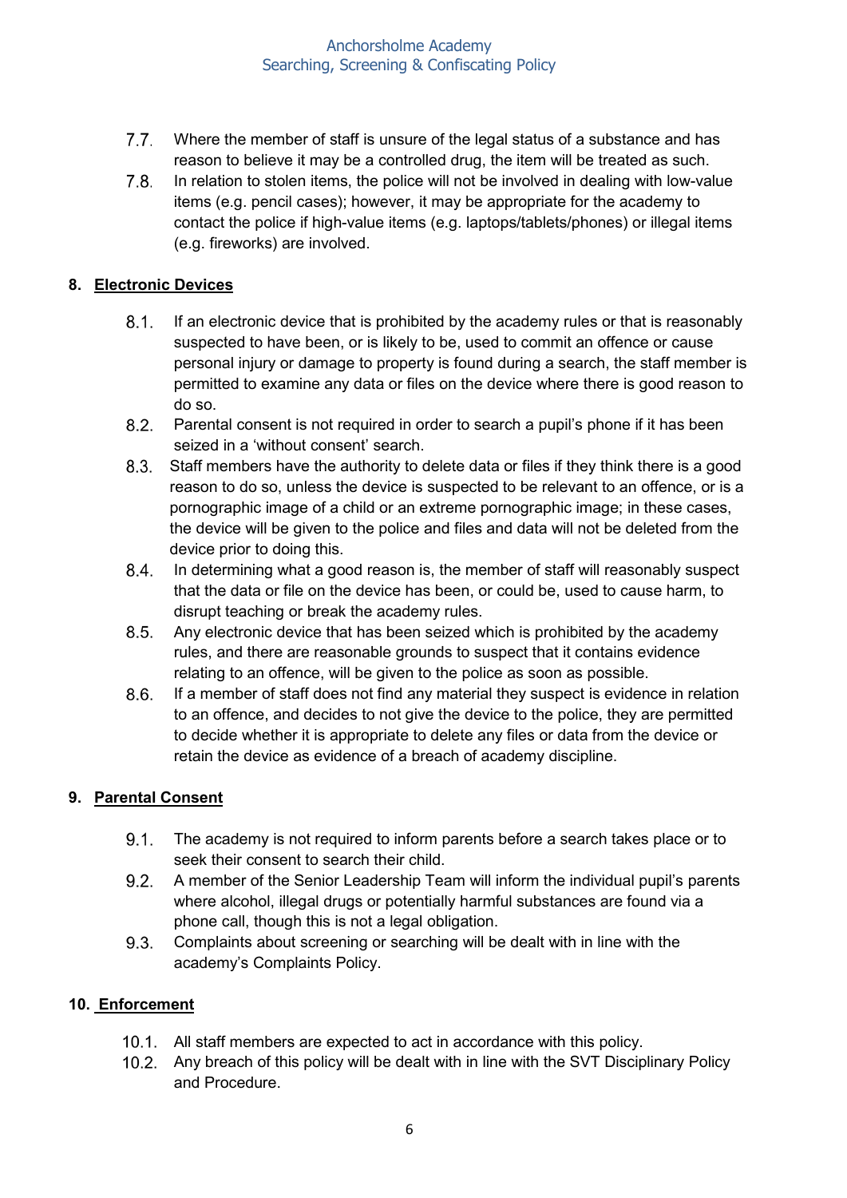7.7. Where the member of staff is unsure of the legal status of a substance and has reason to believe it may be a controlled drug, the item will be treated as such.

7.8. In relation to stolen items, the police will not be involved in dealing with low-value items (e.g. pencil cases); however, it may be appropriate for the academy to contact the police if high-value items (e.g. laptops/tablets/phones) or illegal items (e.g. fireworks) are involved.

## 8. Electronic Devices

8.1. If an electronic device that is prohibited by the academy rules or that is reasonably suspected to have been, or is likely to be, used to commit an offence or cause personal injury or damage to property is found during a search, the staff member is permitted to examine any data or files on the device where there is good reason to do so.

8.2. Parental consent is not required in order to search a pupil's phone if it has been seized in a 'without consent' search.

8.3. Staff members have the authority to delete data or files if they think there is a good reason to do so, unless the device is suspected to be relevant to an offence, or is a pornographic image of a child or an extreme pornographic image; in these cases, the device will be given to the police and files and data will not be deleted from the device prior to doing this.

8.4. In determining what a good reason is, the member of staff will reasonably suspect that the data or file on the device has been, or could be, used to cause harm, to disrupt teaching or break the academy rules.

8.5. Any electronic device that has been seized which is prohibited by the academy rules, and there are reasonable grounds to suspect that it contains evidence relating to an offence, will be given to the police as soon as possible.

8.6. If a member of staff does not find any material they suspect is evidence in relation to an offence, and decides to not give the device to the police, they are permitted to decide whether it is appropriate to delete any files or data from the device or retain the device as evidence of a breach of academy discipline.

## 9. Parental Consent

9.1. The academy is not required to inform parents before a search takes place or to seek their consent to search their child.

9.2. A member of the Senior Leadership Team will inform the individual pupil's parents where alcohol, illegal drugs or potentially harmful substances are found via a phone call, though this is not a legal obligation.

9.3. Complaints about screening or searching will be dealt with in line with the academy's Complaints Policy.

## 10. Enforcement

10.1. All staff members are expected to act in accordance with this policy.

10.2. Any breach of this policy will be dealt with in line with the SVT Disciplinary Policy and Procedure.